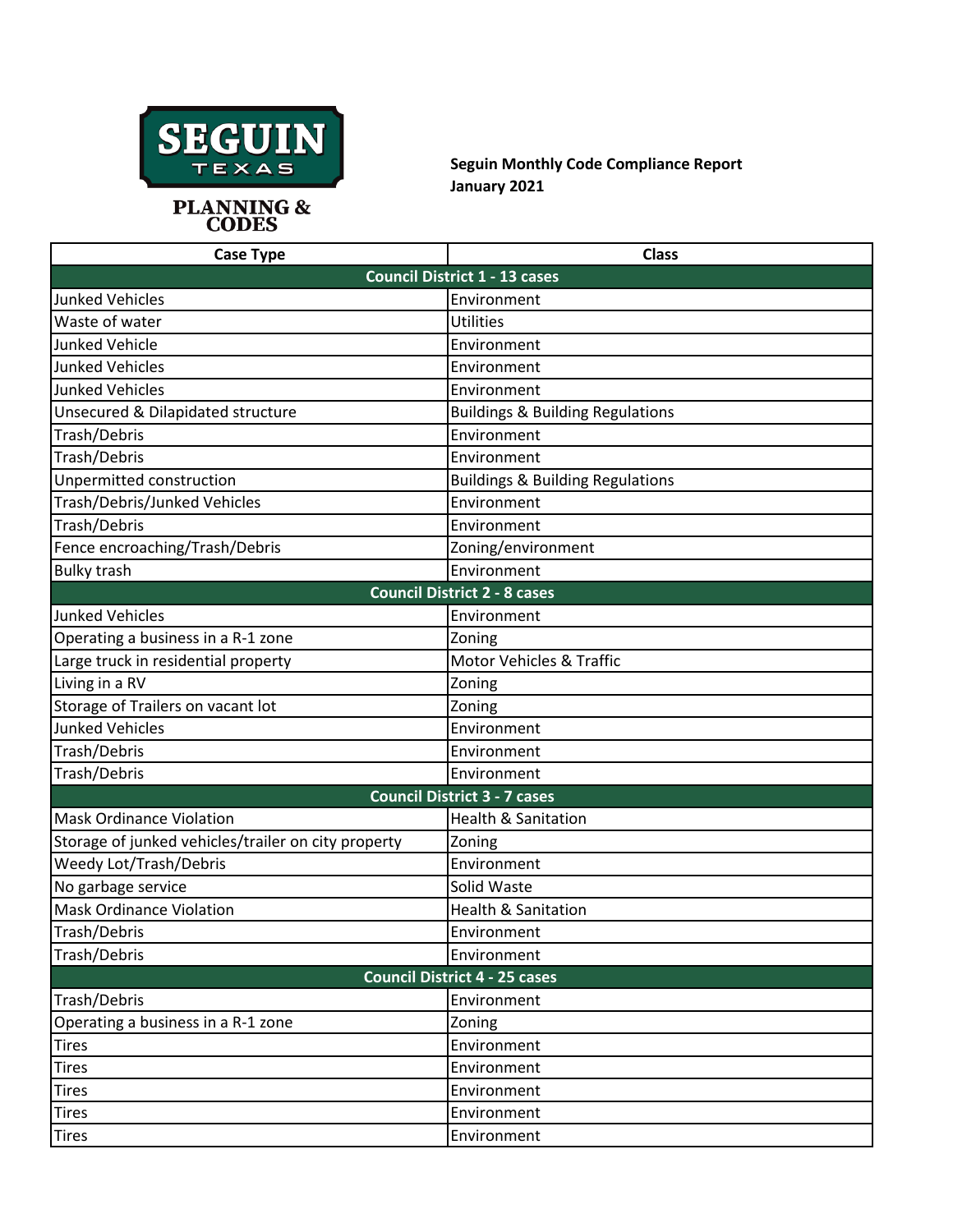SEGUIN TEXAS

PLANNING & CODES

**Seguin Monthly Code Compliance Report**
**January 2021**

| Case Type | Class |
|---|---|
| **Council District 1 - 13 cases** | |
| Junked Vehicles | Environment |
| Waste of water | Utilities |
| Junked Vehicle | Environment |
| Junked Vehicles | Environment |
| Junked Vehicles | Environment |
| Unsecured & Dilapidated structure | Buildings & Building Regulations |
| Trash/Debris | Environment |
| Trash/Debris | Environment |
| Unpermitted construction | Buildings & Building Regulations |
| Trash/Debris/Junked Vehicles | Environment |
| Trash/Debris | Environment |
| Fence encroaching/Trash/Debris | Zoning/environment |
| Bulky trash | Environment |
| **Council District 2 - 8 cases** | |
| Junked Vehicles | Environment |
| Operating a business in a R-1 zone | Zoning |
| Large truck in residential property | Motor Vehicles & Traffic |
| Living in a RV | Zoning |
| Storage of Trailers on vacant lot | Zoning |
| Junked Vehicles | Environment |
| Trash/Debris | Environment |
| Trash/Debris | Environment |
| **Council District 3 - 7 cases** | |
| Mask Ordinance Violation | Health & Sanitation |
| Storage of junked vehicles/trailer on city property | Zoning |
| Weedy Lot/Trash/Debris | Environment |
| No garbage service | Solid Waste |
| Mask Ordinance Violation | Health & Sanitation |
| Trash/Debris | Environment |
| Trash/Debris | Environment |
| **Council District 4 - 25 cases** | |
| Trash/Debris | Environment |
| Operating a business in a R-1 zone | Zoning |
| Tires | Environment |
| Tires | Environment |
| Tires | Environment |
| Tires | Environment |
| Tires | Environment |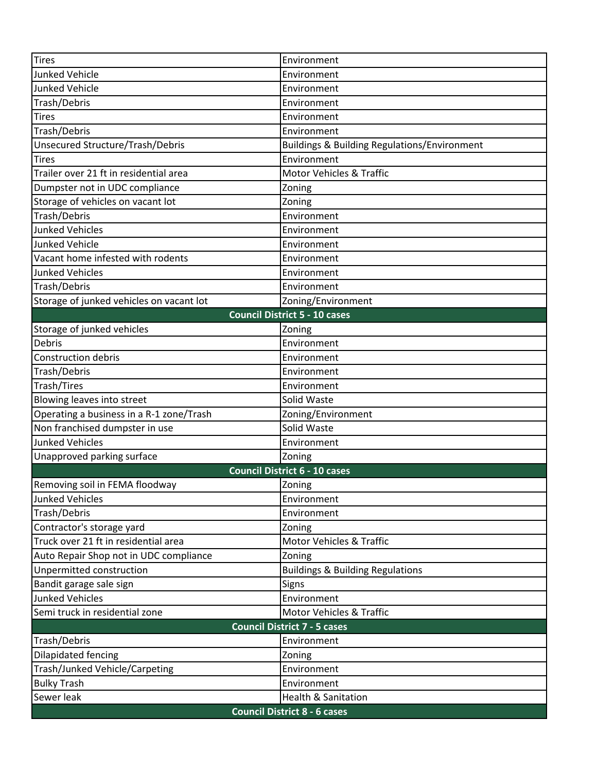| | |
|---|---|
| Tires | Environment |
| Junked Vehicle | Environment |
| Junked Vehicle | Environment |
| Trash/Debris | Environment |
| Tires | Environment |
| Trash/Debris | Environment |
| Unsecured Structure/Trash/Debris | Buildings & Building Regulations/Environment |
| Tires | Environment |
| Trailer over 21 ft in residential area | Motor Vehicles & Traffic |
| Dumpster not in UDC compliance | Zoning |
| Storage of vehicles on vacant lot | Zoning |
| Trash/Debris | Environment |
| Junked Vehicles | Environment |
| Junked Vehicle | Environment |
| Vacant home infested with rodents | Environment |
| Junked Vehicles | Environment |
| Trash/Debris | Environment |
| Storage of junked vehicles on vacant lot | Zoning/Environment |
| **Council District 5 - 10 cases** | |
| Storage of junked vehicles | Zoning |
| Debris | Environment |
| Construction debris | Environment |
| Trash/Debris | Environment |
| Trash/Tires | Environment |
| Blowing leaves into street | Solid Waste |
| Operating a business in a R-1 zone/Trash | Zoning/Environment |
| Non franchised dumpster in use | Solid Waste |
| Junked Vehicles | Environment |
| Unapproved parking surface | Zoning |
| **Council District 6 - 10 cases** | |
| Removing soil in FEMA floodway | Zoning |
| Junked Vehicles | Environment |
| Trash/Debris | Environment |
| Contractor's storage yard | Zoning |
| Truck over 21 ft in residential area | Motor Vehicles & Traffic |
| Auto Repair Shop not in UDC compliance | Zoning |
| Unpermitted construction | Buildings & Building Regulations |
| Bandit garage sale sign | Signs |
| Junked Vehicles | Environment |
| Semi truck in residential zone | Motor Vehicles & Traffic |
| **Council District 7 - 5 cases** | |
| Trash/Debris | Environment |
| Dilapidated fencing | Zoning |
| Trash/Junked Vehicle/Carpeting | Environment |
| Bulky Trash | Environment |
| Sewer leak | Health & Sanitation |
| **Council District 8 - 6 cases** | |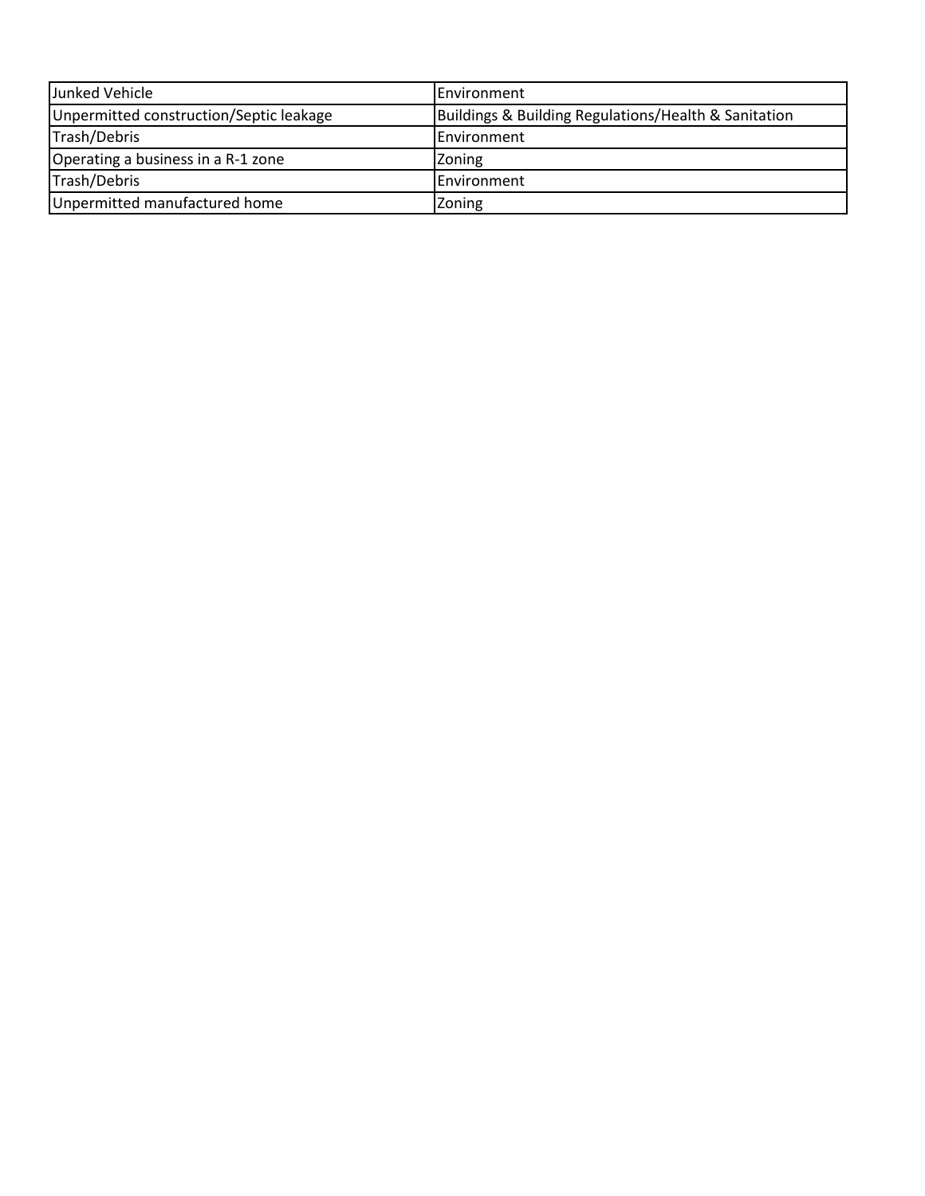| | |
|---|---|
| Junked Vehicle | Environment |
| Unpermitted construction/Septic leakage | Buildings & Building Regulations/Health & Sanitation |
| Trash/Debris | Environment |
| Operating a business in a R-1 zone | Zoning |
| Trash/Debris | Environment |
| Unpermitted manufactured home | Zoning |